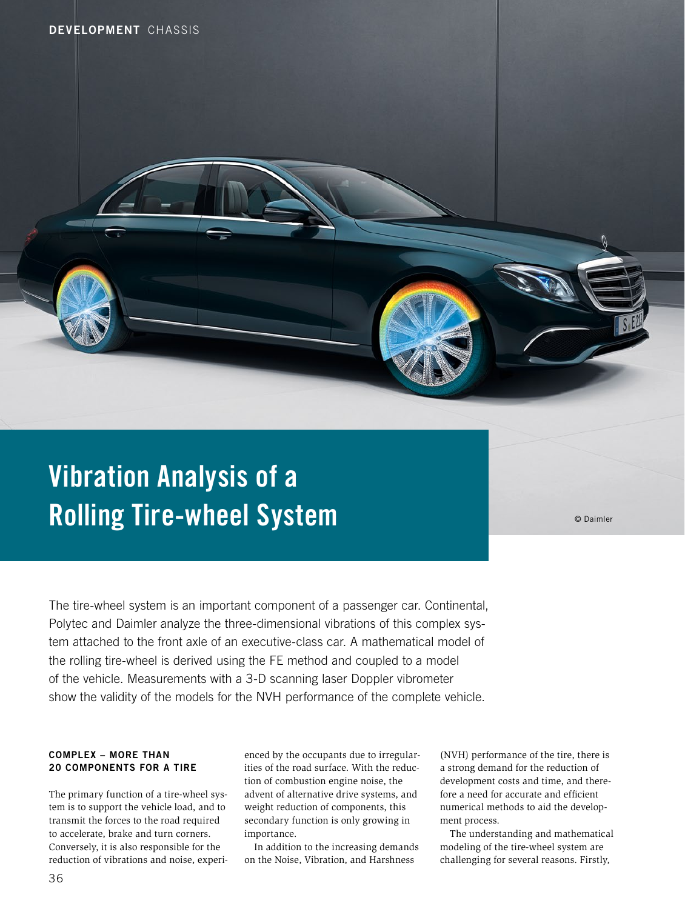# Vibration Analysis of a Rolling Tire-wheel System

© Daimler

The tire-wheel system is an important component of a passenger car. Continental, Polytec and Daimler analyze the three-dimensional vibrations of this complex system attached to the front axle of an executive-class car. A mathematical model of the rolling tire-wheel is derived using the FE method and coupled to a model of the vehicle. Measurements with a 3-D scanning laser Doppler vibrometer show the validity of the models for the NVH performance of the complete vehicle.

## COMPLEX – MORE THAN 20 COMPONENTS FOR A TIRE

The primary function of a tire-wheel system is to support the vehicle load, and to transmit the forces to the road required to accelerate, brake and turn corners. Conversely, it is also responsible for the reduction of vibrations and noise, experienced by the occupants due to irregularities of the road surface. With the reduction of combustion engine noise, the advent of alternative drive systems, and weight reduction of components, this secondary function is only growing in importance.

In addition to the increasing demands on the Noise, Vibration, and Harshness (NVH) performance of the tire, there is a strong demand for the reduction of development costs and time, and therefore a need for accurate and efficient numerical methods to aid the development process.

The understanding and mathematical modeling of the tire-wheel system are challenging for several reasons. Firstly,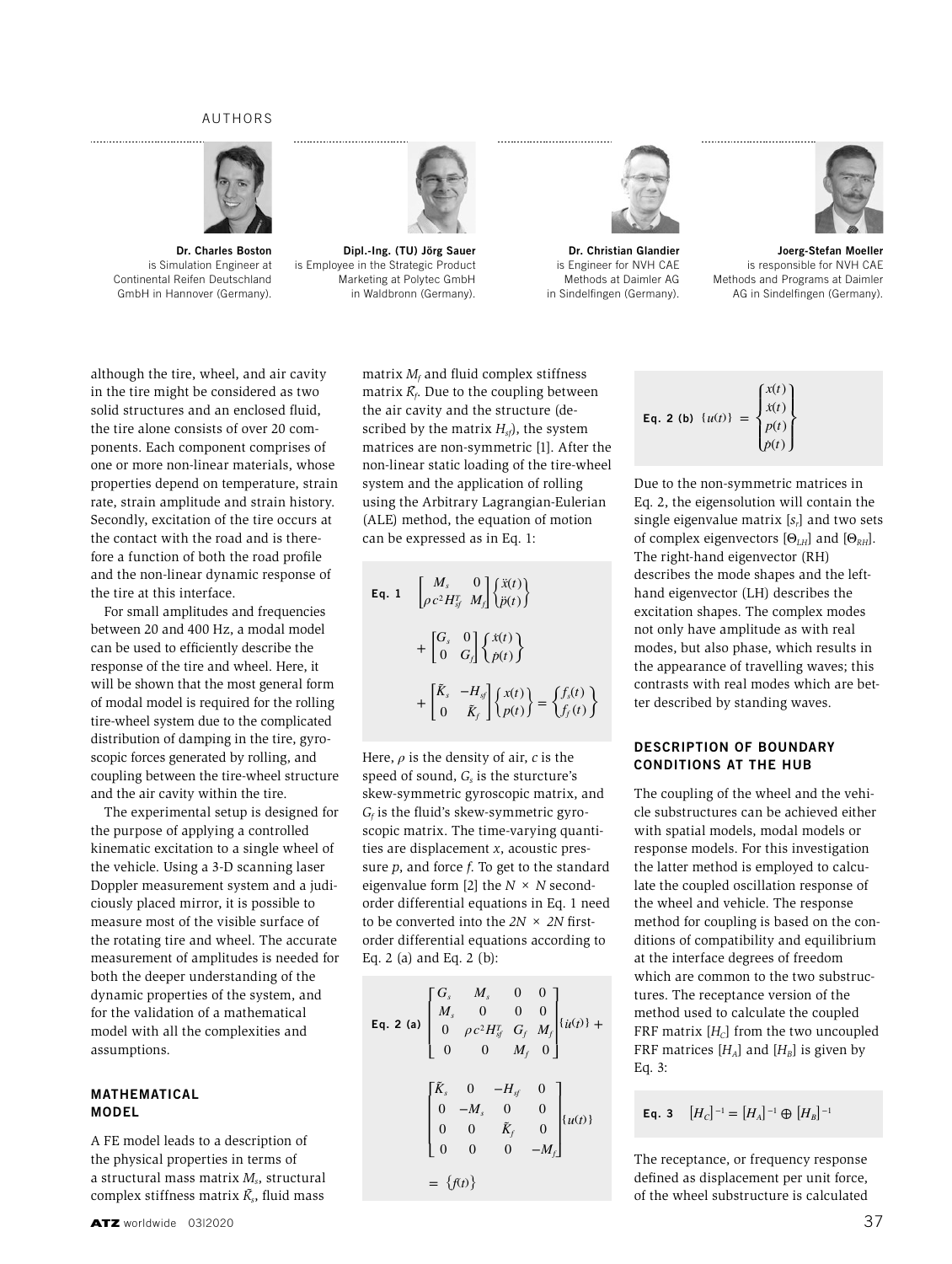AUTHORS

**Dr. Charles Boston** is Simulation Engineer at Continental Reifen Deutschland GmbH in Hannover (Germany).

**Dipl.-Ing. (TU) Jörg Sauer** is Employee in the Strategic Product Marketing at Polytec GmbH in Waldbronn (Germany).

**Dr. Christian Glandier** is Engineer for NVH CAE Methods at Daimler AG in Sindelfingen (Germany).

**Joerg-Stefan Moeller** is responsible for NVH CAE Methods and Programs at Daimler AG in Sindelfingen (Germany).

although the tire, wheel, and air cavity in the tire might be considered as two solid structures and an enclosed fluid, the tire alone consists of over 20 components. Each component comprises of one or more non-linear materials, whose properties depend on temperature, strain rate, strain amplitude and strain history. Secondly, excitation of the tire occurs at the contact with the road and is therefore a function of both the road profile and the non-linear dynamic response of the tire at this interface.

For small amplitudes and frequencies between 20 and 400 Hz, a modal model can be used to efficiently describe the response of the tire and wheel. Here, it will be shown that the most general form of modal model is required for the rolling tire-wheel system due to the complicated distribution of damping in the tire, gyroscopic forces generated by rolling, and coupling between the tire-wheel structure and the air cavity within the tire.

The experimental setup is designed for the purpose of applying a controlled kinematic excitation to a single wheel of the vehicle. Using a 3-D scanning laser Doppler measurement system and a judiciously placed mirror, it is possible to measure most of the visible surface of the rotating tire and wheel. The accurate measurement of amplitudes is needed for both the deeper understanding of the dynamic properties of the system, and for the validation of a mathematical model with all the complexities and assumptions.

## MATHEMATICAL MODEL

A FE model leads to a description of the physical properties in terms of a structural mass matrix $M_s$, structural complex stiffness matrix $\tilde{K}_s$, fluid mass matrix $M_f$ and fluid complex stiffness matrix $\tilde{K}_f$. Due to the coupling between the air cavity and the structure (described by the matrix $H_{sf}$), the system matrices are non-symmetric [1]. After the non-linear static loading of the tire-wheel system and the application of rolling using the Arbitrary Lagrangian-Eulerian (ALE) method, the equation of motion can be expressed as in Eq. 1:

**Eq. 1**

$$\begin{bmatrix} M_s & 0 \\ \rho c^2 H_{sf}^T & M_f \end{bmatrix} \begin{Bmatrix} \ddot{x}(t) \\ \ddot{p}(t) \end{Bmatrix} + \begin{bmatrix} G_s & 0 \\ 0 & G_f \end{bmatrix} \begin{Bmatrix} \dot{x}(t) \\ \dot{p}(t) \end{Bmatrix} + \begin{bmatrix} \tilde{K}_s & -H_{sf} \\ 0 & \tilde{K}_f \end{bmatrix} \begin{Bmatrix} x(t) \\ p(t) \end{Bmatrix} = \begin{Bmatrix} f_s(t) \\ f_f(t) \end{Bmatrix}$$

Here, $\rho$ is the density of air, $c$ is the speed of sound, $G_s$ is the sturcture's skew-symmetric gyroscopic matrix, and $G_f$ is the fluid's skew-symmetric gyroscopic matrix. The time-varying quantities are displacement $x$, acoustic pressure $p$, and force $f$. To get to the standard eigenvalue form [2] the $N \times N$ second-order differential equations in Eq. 1 need to be converted into the $2N \times 2N$ first-order differential equations according to Eq. 2 (a) and Eq. 2 (b):

**Eq. 2 (a)**

$$\begin{bmatrix} G_s & M_s & 0 & 0 \\ M_s & 0 & 0 & 0 \\ 0 & \rho c^2 H_{sf}^T & G_f & M_f \\ 0 & 0 & M_f & 0 \end{bmatrix} \{\dot{u}(t)\} + \begin{bmatrix} \tilde{K}_s & 0 & -H_{sf} & 0 \\ 0 & -M_s & 0 & 0 \\ 0 & 0 & \tilde{K}_f & 0 \\ 0 & 0 & 0 & -M_f \end{bmatrix} \{u(t)\} = \{f(t)\}$$

**Eq. 2 (b)**

$$\{u(t)\} = \begin{Bmatrix} x(t) \\ \dot{x}(t) \\ p(t) \\ \dot{p}(t) \end{Bmatrix}$$

Due to the non-symmetric matrices in Eq. 2, the eigensolution will contain the single eigenvalue matrix $[s_r]$ and two sets of complex eigenvectors $[\Theta_{LH}]$ and $[\Theta_{RH}]$. The right-hand eigenvector (RH) describes the mode shapes and the left-hand eigenvector (LH) describes the excitation shapes. The complex modes not only have amplitude as with real modes, but also phase, which results in the appearance of travelling waves; this contrasts with real modes which are better described by standing waves.

## DESCRIPTION OF BOUNDARY CONDITIONS AT THE HUB

The coupling of the wheel and the vehicle substructures can be achieved either with spatial models, modal models or response models. For this investigation the latter method is employed to calculate the coupled oscillation response of the wheel and vehicle. The response method for coupling is based on the conditions of compatibility and equilibrium at the interface degrees of freedom which are common to the two substructures. The receptance version of the method used to calculate the coupled FRF matrix $[H_C]$ from the two uncoupled FRF matrices $[H_A]$ and $[H_B]$ is given by Eq. 3:

**Eq. 3**

$$[H_C]^{-1} = [H_A]^{-1} \oplus [H_B]^{-1}$$

The receptance, or frequency response defined as displacement per unit force, of the wheel substructure is calculated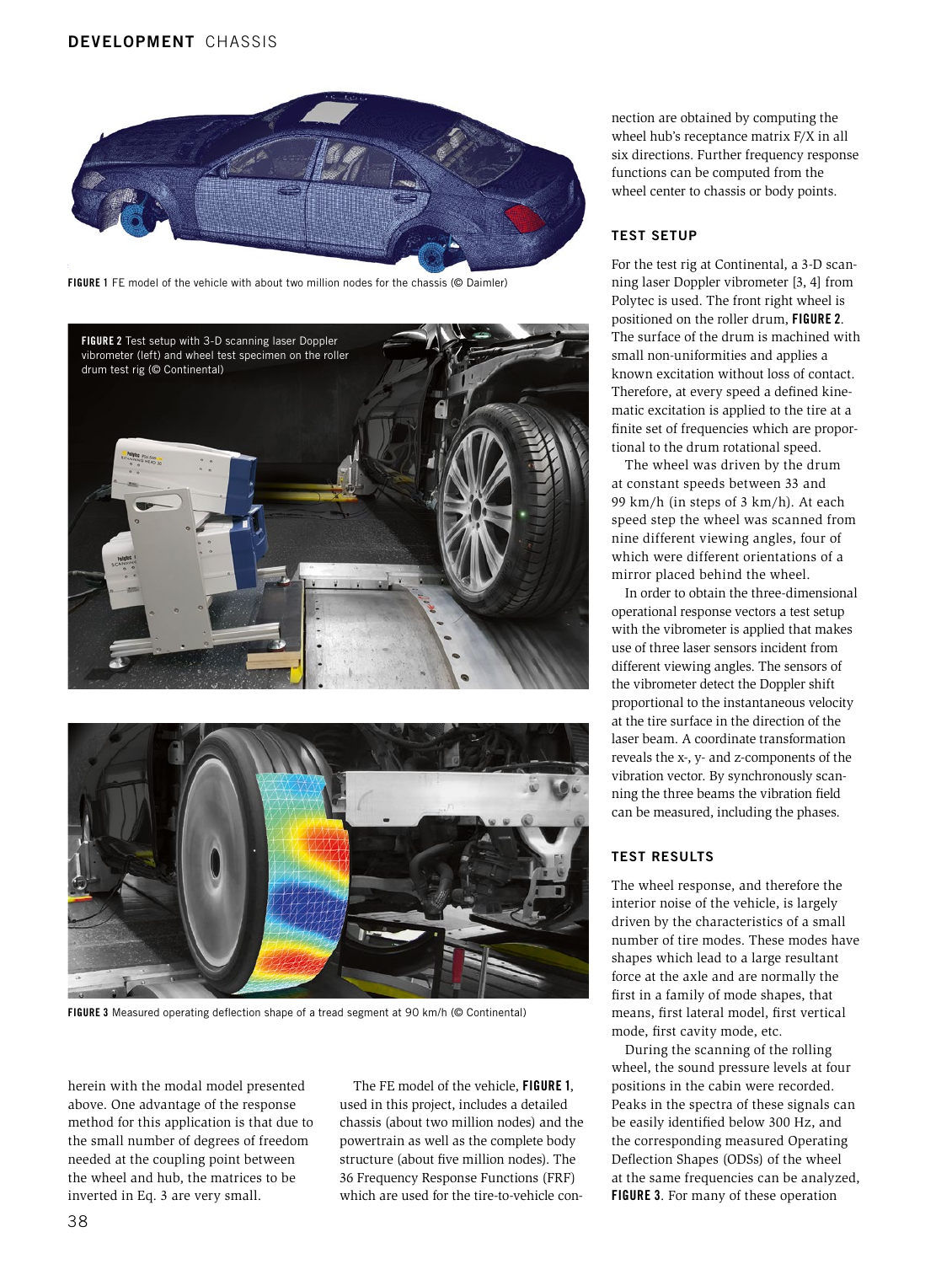**FIGURE 1** FE model of the vehicle with about two million nodes for the chassis (© Daimler)

**FIGURE 2** Test setup with 3-D scanning laser Doppler vibrometer (left) and wheel test specimen on the roller drum test rig (© Continental)

**FIGURE 3** Measured operating deflection shape of a tread segment at 90 km/h (© Continental)

herein with the modal model presented above. One advantage of the response method for this application is that due to the small number of degrees of freedom needed at the coupling point between the wheel and hub, the matrices to be inverted in Eq. 3 are very small.

The FE model of the vehicle, **FIGURE 1**, used in this project, includes a detailed chassis (about two million nodes) and the powertrain as well as the complete body structure (about five million nodes). The 36 Frequency Response Functions (FRF) which are used for the tire-to-vehicle connection are obtained by computing the wheel hub's receptance matrix F/X in all six directions. Further frequency response functions can be computed from the wheel center to chassis or body points.

## TEST SETUP

For the test rig at Continental, a 3-D scanning laser Doppler vibrometer [3, 4] from Polytec is used. The front right wheel is positioned on the roller drum, **FIGURE 2**. The surface of the drum is machined with small non-uniformities and applies a known excitation without loss of contact. Therefore, at every speed a defined kinematic excitation is applied to the tire at a finite set of frequencies which are proportional to the drum rotational speed.

The wheel was driven by the drum at constant speeds between 33 and 99 km/h (in steps of 3 km/h). At each speed step the wheel was scanned from nine different viewing angles, four of which were different orientations of a mirror placed behind the wheel.

In order to obtain the three-dimensional operational response vectors a test setup with the vibrometer is applied that makes use of three laser sensors incident from different viewing angles. The sensors of the vibrometer detect the Doppler shift proportional to the instantaneous velocity at the tire surface in the direction of the laser beam. A coordinate transformation reveals the x-, y- and z-components of the vibration vector. By synchronously scanning the three beams the vibration field can be measured, including the phases.

## TEST RESULTS

The wheel response, and therefore the interior noise of the vehicle, is largely driven by the characteristics of a small number of tire modes. These modes have shapes which lead to a large resultant force at the axle and are normally the first in a family of mode shapes, that means, first lateral model, first vertical mode, first cavity mode, etc.

During the scanning of the rolling wheel, the sound pressure levels at four positions in the cabin were recorded. Peaks in the spectra of these signals can be easily identified below 300 Hz, and the corresponding measured Operating Deflection Shapes (ODSs) of the wheel at the same frequencies can be analyzed, **FIGURE 3**. For many of these operation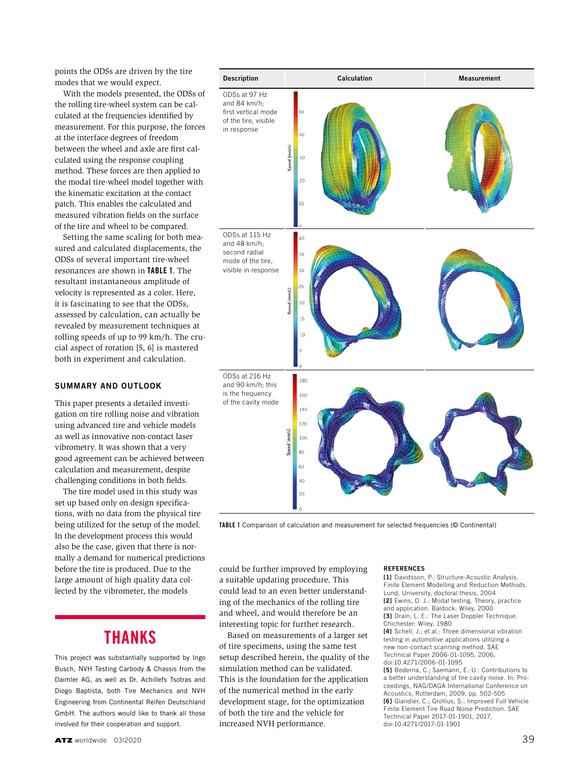points the ODSs are driven by the tire modes that we would expect.

With the models presented, the ODSs of the rolling tire-wheel system can be calculated at the frequencies identified by measurement. For this purpose, the forces at the interface degrees of freedom between the wheel and axle are first calculated using the response coupling method. These forces are then applied to the modal tire-wheel model together with the kinematic excitation at the contact patch. This enables the calculated and measured vibration fields on the surface of the tire and wheel to be compared.

Setting the same scaling for both measured and calculated displacements, the ODSs of several important tire-wheel resonances are shown in **TABLE 1**. The resultant instantaneous amplitude of velocity is represented as a color. Here, it is fascinating to see that the ODSs, assessed by calculation, can actually be revealed by measurement techniques at rolling speeds of up to 99 km/h. The crucial aspect of rotation [5, 6] is mastered both in experiment and calculation.

| Description | Calculation | Measurement |
| --- | --- | --- |
| ODSs at 97 Hz and 84 km/h; first vertical mode of the tire, visible in response | Speed [mm/s] 0 10 20 30 40 50 | |
| ODSs at 115 Hz and 48 km/h; second radial mode of the tire, visible in response | Speed [mm/s] 0 5 10 15 20 25 30 35 40 | |
| ODSs at 216 Hz and 90 km/h; this is the frequency of the cavity mode | Speed [mm/s] 0 20 40 60 80 100 120 140 160 180 | |

**TABLE 1** Comparison of calculation and measurement for selected frequencies (© Continental)

## SUMMARY AND OUTLOOK

This paper presents a detailed investigation on tire rolling noise and vibration using advanced tire and vehicle models as well as innovative non-contact laser vibrometry. It was shown that a very good agreement can be achieved between calculation and measurement, despite challenging conditions in both fields.

The tire model used in this study was set up based only on design specifications, with no data from the physical tire being utilized for the setup of the model. In the development process this would also be the case, given that there is normally a demand for numerical predictions before the tire is produced. Due to the large amount of high quality data collected by the vibrometer, the models could be further improved by employing a suitable updating procedure. This could lead to an even better understanding of the mechanics of the rolling tire and wheel, and would therefore be an interesting topic for further research.

Based on measurements of a larger set of tire specimens, using the same test setup described herein, the quality of the simulation method can be validated. This is the foundation for the application of the numerical method in the early development stage, for the optimization of both the tire and the vehicle for increased NVH performance.

## THANKS

This project was substantially supported by Ingo Busch, NVH Testing Carbody & Chassis from the Daimler AG, as well as Dr. Achillefs Tsotras and Diogo Baptista, both Tire Mechanics and NVH Engineering from Continental Reifen Deutschland GmbH. The authors would like to thank all those involved for their cooperation and support.

### REFERENCES

**[1]** Davidsson, P.: Structure-Acoustic Analysis. Finite Element Modelling and Reduction Methods. Lund, University, doctoral thesis, 2004

**[2]** Ewins, D. J.: Modal testing. Theory, practice and application. Baldock: Wiley, 2000

**[3]** Drain, L. E.: The Laser Doppler Technique. Chichester: Wiley, 1980

**[4]** Schell, J.; et al.: Three dimensional vibration testing in automotive applications utilizing a new non-contact scanning method. SAE Technical Paper 2006-01-1095, 2006, doi:10.4271/2006-01-1095

**[5]** Bederna, C.; Saemann, E.-U.: Contributions to a better understanding of tire cavity noise. In: Proceedings, NAG/DAGA International Conference on Acoustics, Rotterdam, 2009, pp. 502-505

**[6]** Glandier, C.; Grollius, S.: Improved Full Vehicle Finite Element Tire Road Noise Prediction. SAE Technical Paper 2017-01-1901, 2017, doi:10.4271/2017-01-1901